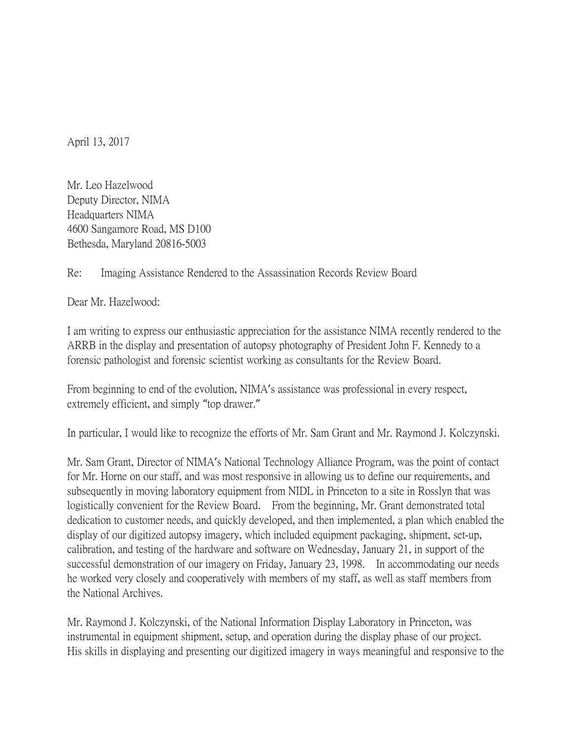April 13, 2017

Mr. Leo Hazelwood  
Deputy Director, NIMA  
Headquarters NIMA  
4600 Sangamore Road, MS D100  
Bethesda, Maryland 20816-5003

Re: Imaging Assistance Rendered to the Assassination Records Review Board

Dear Mr. Hazelwood:

I am writing to express our enthusiastic appreciation for the assistance NIMA recently rendered to the ARRB in the display and presentation of autopsy photography of President John F. Kennedy to a forensic pathologist and forensic scientist working as consultants for the Review Board.

From beginning to end of the evolution, NIMA's assistance was professional in every respect, extremely efficient, and simply "top drawer."

In particular, I would like to recognize the efforts of Mr. Sam Grant and Mr. Raymond J. Kolczynski.

Mr. Sam Grant, Director of NIMA's National Technology Alliance Program, was the point of contact for Mr. Horne on our staff, and was most responsive in allowing us to define our requirements, and subsequently in moving laboratory equipment from NIDL in Princeton to a site in Rosslyn that was logistically convenient for the Review Board. From the beginning, Mr. Grant demonstrated total dedication to customer needs, and quickly developed, and then implemented, a plan which enabled the display of our digitized autopsy imagery, which included equipment packaging, shipment, set-up, calibration, and testing of the hardware and software on Wednesday, January 21, in support of the successful demonstration of our imagery on Friday, January 23, 1998. In accommodating our needs he worked very closely and cooperatively with members of my staff, as well as staff members from the National Archives.

Mr. Raymond J. Kolczynski, of the National Information Display Laboratory in Princeton, was instrumental in equipment shipment, setup, and operation during the display phase of our project. His skills in displaying and presenting our digitized imagery in ways meaningful and responsive to the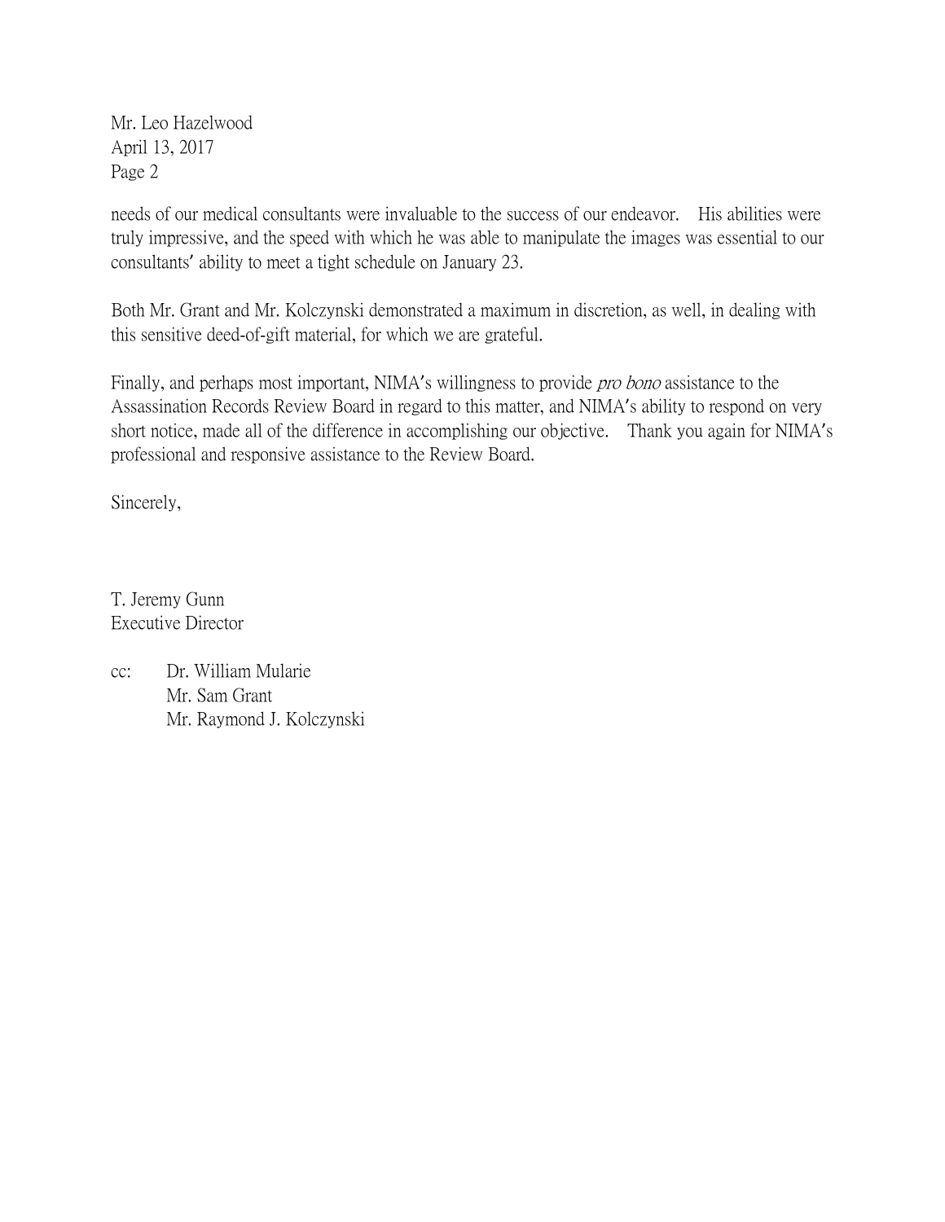Mr. Leo Hazelwood
April 13, 2017
Page 2

needs of our medical consultants were invaluable to the success of our endeavor. His abilities were truly impressive, and the speed with which he was able to manipulate the images was essential to our consultants' ability to meet a tight schedule on January 23.

Both Mr. Grant and Mr. Kolczynski demonstrated a maximum in discretion, as well, in dealing with this sensitive deed-of-gift material, for which we are grateful.

Finally, and perhaps most important, NIMA's willingness to provide *pro bono* assistance to the Assassination Records Review Board in regard to this matter, and NIMA's ability to respond on very short notice, made all of the difference in accomplishing our objective. Thank you again for NIMA's professional and responsive assistance to the Review Board.

Sincerely,

T. Jeremy Gunn
Executive Director

cc: Dr. William Mularie
Mr. Sam Grant
Mr. Raymond J. Kolczynski